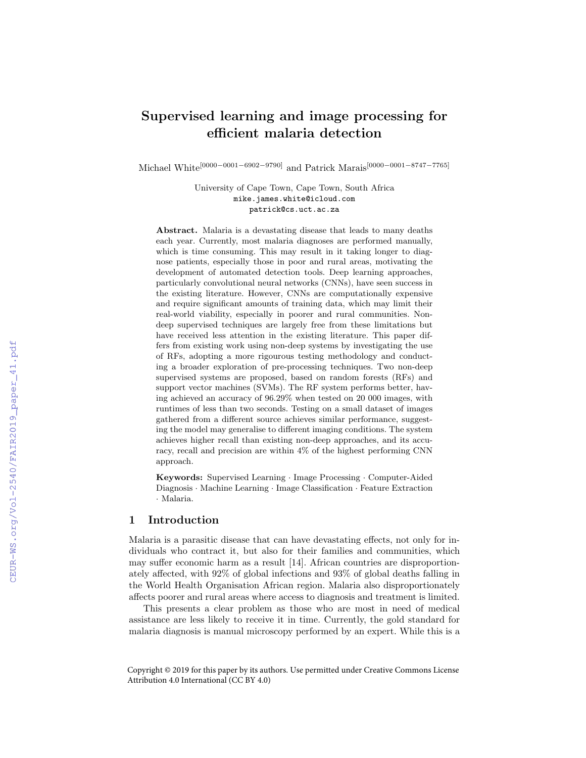# Supervised learning and image processing for efficient malaria detection

Michael White[0000−0001−6902−9790] and Patrick Marais[0000−0001−8747−7765]

University of Cape Town, Cape Town, South Africa
mike.james.white@icloud.com
patrick@cs.uct.ac.za

**Abstract.** Malaria is a devastating disease that leads to many deaths each year. Currently, most malaria diagnoses are performed manually, which is time consuming. This may result in it taking longer to diagnose patients, especially those in poor and rural areas, motivating the development of automated detection tools. Deep learning approaches, particularly convolutional neural networks (CNNs), have seen success in the existing literature. However, CNNs are computationally expensive and require significant amounts of training data, which may limit their real-world viability, especially in poorer and rural communities. Non-deep supervised techniques are largely free from these limitations but have received less attention in the existing literature. This paper differs from existing work using non-deep systems by investigating the use of RFs, adopting a more rigourous testing methodology and conducting a broader exploration of pre-processing techniques. Two non-deep supervised systems are proposed, based on random forests (RFs) and support vector machines (SVMs). The RF system performs better, having achieved an accuracy of 96.29% when tested on 20 000 images, with runtimes of less than two seconds. Testing on a small dataset of images gathered from a different source achieves similar performance, suggesting the model may generalise to different imaging conditions. The system achieves higher recall than existing non-deep approaches, and its accuracy, recall and precision are within 4% of the highest performing CNN approach.

**Keywords:** Supervised Learning · Image Processing · Computer-Aided Diagnosis · Machine Learning · Image Classification · Feature Extraction · Malaria.

## 1 Introduction

Malaria is a parasitic disease that can have devastating effects, not only for individuals who contract it, but also for their families and communities, which may suffer economic harm as a result [14]. African countries are disproportionately affected, with 92% of global infections and 93% of global deaths falling in the World Health Organisation African region. Malaria also disproportionately affects poorer and rural areas where access to diagnosis and treatment is limited.

This presents a clear problem as those who are most in need of medical assistance are less likely to receive it in time. Currently, the gold standard for malaria diagnosis is manual microscopy performed by an expert. While this is a

Copyright © 2019 for this paper by its authors. Use permitted under Creative Commons License Attribution 4.0 International (CC BY 4.0)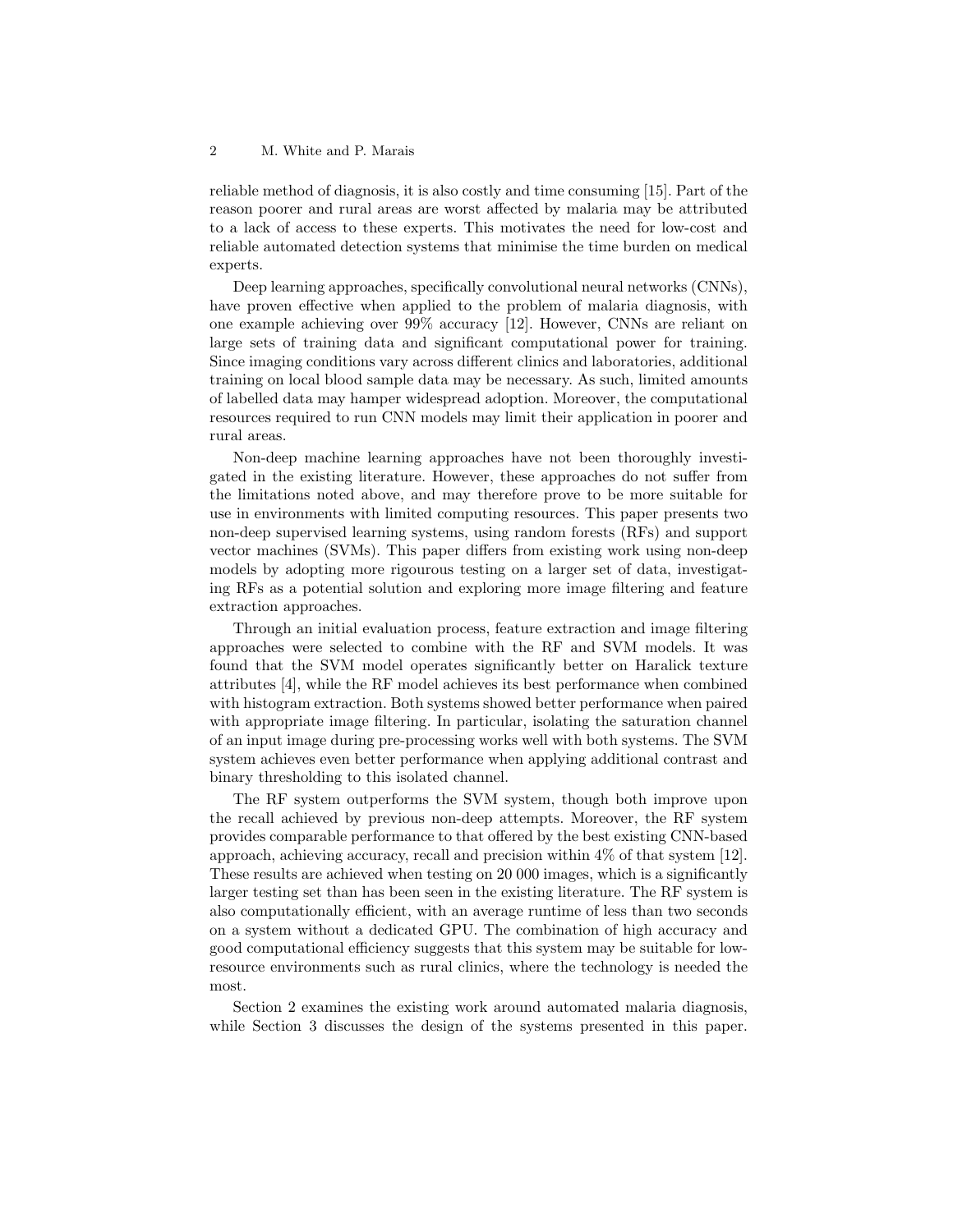reliable method of diagnosis, it is also costly and time consuming [15]. Part of the reason poorer and rural areas are worst affected by malaria may be attributed to a lack of access to these experts. This motivates the need for low-cost and reliable automated detection systems that minimise the time burden on medical experts.

Deep learning approaches, specifically convolutional neural networks (CNNs), have proven effective when applied to the problem of malaria diagnosis, with one example achieving over 99% accuracy [12]. However, CNNs are reliant on large sets of training data and significant computational power for training. Since imaging conditions vary across different clinics and laboratories, additional training on local blood sample data may be necessary. As such, limited amounts of labelled data may hamper widespread adoption. Moreover, the computational resources required to run CNN models may limit their application in poorer and rural areas.

Non-deep machine learning approaches have not been thoroughly investigated in the existing literature. However, these approaches do not suffer from the limitations noted above, and may therefore prove to be more suitable for use in environments with limited computing resources. This paper presents two non-deep supervised learning systems, using random forests (RFs) and support vector machines (SVMs). This paper differs from existing work using non-deep models by adopting more rigourous testing on a larger set of data, investigating RFs as a potential solution and exploring more image filtering and feature extraction approaches.

Through an initial evaluation process, feature extraction and image filtering approaches were selected to combine with the RF and SVM models. It was found that the SVM model operates significantly better on Haralick texture attributes [4], while the RF model achieves its best performance when combined with histogram extraction. Both systems showed better performance when paired with appropriate image filtering. In particular, isolating the saturation channel of an input image during pre-processing works well with both systems. The SVM system achieves even better performance when applying additional contrast and binary thresholding to this isolated channel.

The RF system outperforms the SVM system, though both improve upon the recall achieved by previous non-deep attempts. Moreover, the RF system provides comparable performance to that offered by the best existing CNN-based approach, achieving accuracy, recall and precision within 4% of that system [12]. These results are achieved when testing on 20 000 images, which is a significantly larger testing set than has been seen in the existing literature. The RF system is also computationally efficient, with an average runtime of less than two seconds on a system without a dedicated GPU. The combination of high accuracy and good computational efficiency suggests that this system may be suitable for low-resource environments such as rural clinics, where the technology is needed the most.

Section 2 examines the existing work around automated malaria diagnosis, while Section 3 discusses the design of the systems presented in this paper.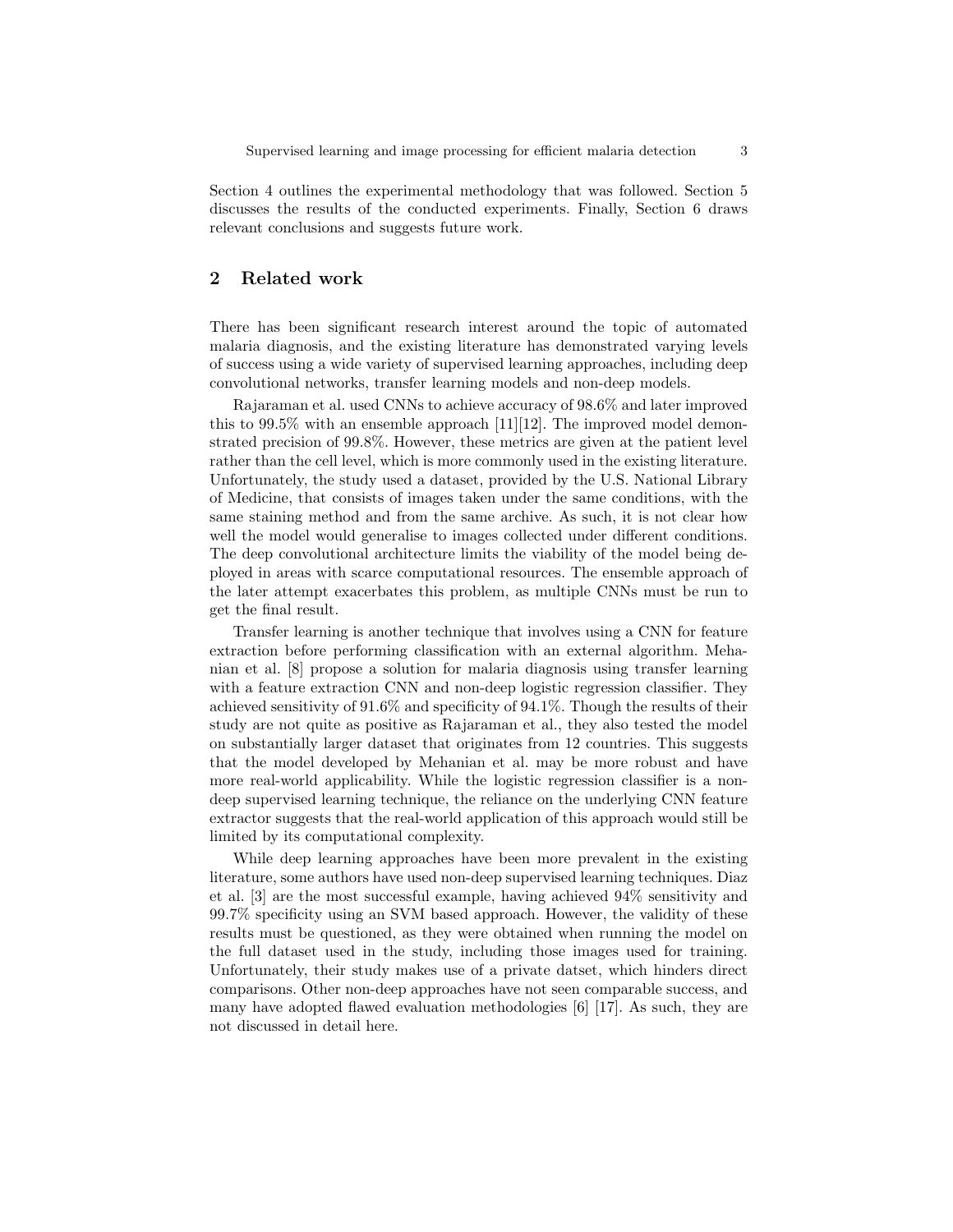Section 4 outlines the experimental methodology that was followed. Section 5 discusses the results of the conducted experiments. Finally, Section 6 draws relevant conclusions and suggests future work.

## 2 Related work

There has been significant research interest around the topic of automated malaria diagnosis, and the existing literature has demonstrated varying levels of success using a wide variety of supervised learning approaches, including deep convolutional networks, transfer learning models and non-deep models.

Rajaraman et al. used CNNs to achieve accuracy of 98.6% and later improved this to 99.5% with an ensemble approach [11][12]. The improved model demonstrated precision of 99.8%. However, these metrics are given at the patient level rather than the cell level, which is more commonly used in the existing literature. Unfortunately, the study used a dataset, provided by the U.S. National Library of Medicine, that consists of images taken under the same conditions, with the same staining method and from the same archive. As such, it is not clear how well the model would generalise to images collected under different conditions. The deep convolutional architecture limits the viability of the model being deployed in areas with scarce computational resources. The ensemble approach of the later attempt exacerbates this problem, as multiple CNNs must be run to get the final result.

Transfer learning is another technique that involves using a CNN for feature extraction before performing classification with an external algorithm. Mehanian et al. [8] propose a solution for malaria diagnosis using transfer learning with a feature extraction CNN and non-deep logistic regression classifier. They achieved sensitivity of 91.6% and specificity of 94.1%. Though the results of their study are not quite as positive as Rajaraman et al., they also tested the model on substantially larger dataset that originates from 12 countries. This suggests that the model developed by Mehanian et al. may be more robust and have more real-world applicability. While the logistic regression classifier is a non-deep supervised learning technique, the reliance on the underlying CNN feature extractor suggests that the real-world application of this approach would still be limited by its computational complexity.

While deep learning approaches have been more prevalent in the existing literature, some authors have used non-deep supervised learning techniques. Diaz et al. [3] are the most successful example, having achieved 94% sensitivity and 99.7% specificity using an SVM based approach. However, the validity of these results must be questioned, as they were obtained when running the model on the full dataset used in the study, including those images used for training. Unfortunately, their study makes use of a private datset, which hinders direct comparisons. Other non-deep approaches have not seen comparable success, and many have adopted flawed evaluation methodologies [6] [17]. As such, they are not discussed in detail here.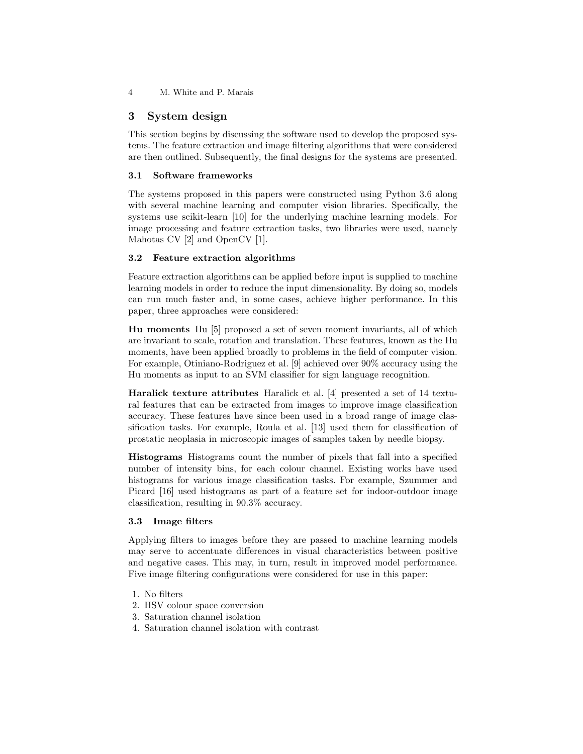## 3 System design

This section begins by discussing the software used to develop the proposed systems. The feature extraction and image filtering algorithms that were considered are then outlined. Subsequently, the final designs for the systems are presented.

### 3.1 Software frameworks

The systems proposed in this papers were constructed using Python 3.6 along with several machine learning and computer vision libraries. Specifically, the systems use scikit-learn [10] for the underlying machine learning models. For image processing and feature extraction tasks, two libraries were used, namely Mahotas CV [2] and OpenCV [1].

### 3.2 Feature extraction algorithms

Feature extraction algorithms can be applied before input is supplied to machine learning models in order to reduce the input dimensionality. By doing so, models can run much faster and, in some cases, achieve higher performance. In this paper, three approaches were considered:

**Hu moments** Hu [5] proposed a set of seven moment invariants, all of which are invariant to scale, rotation and translation. These features, known as the Hu moments, have been applied broadly to problems in the field of computer vision. For example, Otiniano-Rodriguez et al. [9] achieved over 90% accuracy using the Hu moments as input to an SVM classifier for sign language recognition.

**Haralick texture attributes** Haralick et al. [4] presented a set of 14 textural features that can be extracted from images to improve image classification accuracy. These features have since been used in a broad range of image classification tasks. For example, Roula et al. [13] used them for classification of prostatic neoplasia in microscopic images of samples taken by needle biopsy.

**Histograms** Histograms count the number of pixels that fall into a specified number of intensity bins, for each colour channel. Existing works have used histograms for various image classification tasks. For example, Szummer and Picard [16] used histograms as part of a feature set for indoor-outdoor image classification, resulting in 90.3% accuracy.

### 3.3 Image filters

Applying filters to images before they are passed to machine learning models may serve to accentuate differences in visual characteristics between positive and negative cases. This may, in turn, result in improved model performance. Five image filtering configurations were considered for use in this paper:

1. No filters
2. HSV colour space conversion
3. Saturation channel isolation
4. Saturation channel isolation with contrast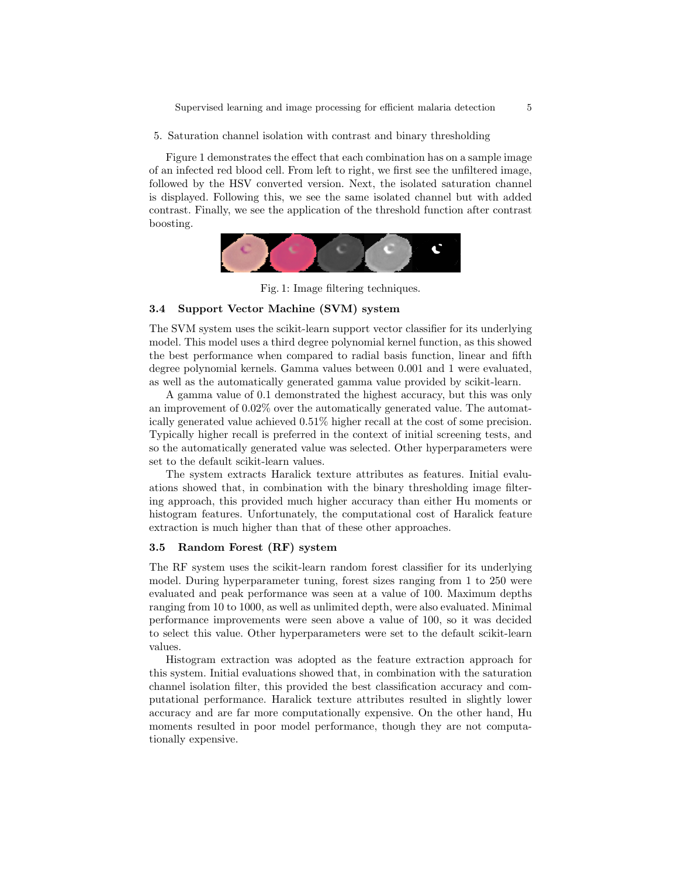5. Saturation channel isolation with contrast and binary thresholding

Figure 1 demonstrates the effect that each combination has on a sample image of an infected red blood cell. From left to right, we first see the unfiltered image, followed by the HSV converted version. Next, the isolated saturation channel is displayed. Following this, we see the same isolated channel but with added contrast. Finally, we see the application of the threshold function after contrast boosting.

Fig. 1: Image filtering techniques.

### 3.4 Support Vector Machine (SVM) system

The SVM system uses the scikit-learn support vector classifier for its underlying model. This model uses a third degree polynomial kernel function, as this showed the best performance when compared to radial basis function, linear and fifth degree polynomial kernels. Gamma values between 0.001 and 1 were evaluated, as well as the automatically generated gamma value provided by scikit-learn.

A gamma value of 0.1 demonstrated the highest accuracy, but this was only an improvement of 0.02% over the automatically generated value. The automatically generated value achieved 0.51% higher recall at the cost of some precision. Typically higher recall is preferred in the context of initial screening tests, and so the automatically generated value was selected. Other hyperparameters were set to the default scikit-learn values.

The system extracts Haralick texture attributes as features. Initial evaluations showed that, in combination with the binary thresholding image filtering approach, this provided much higher accuracy than either Hu moments or histogram features. Unfortunately, the computational cost of Haralick feature extraction is much higher than that of these other approaches.

### 3.5 Random Forest (RF) system

The RF system uses the scikit-learn random forest classifier for its underlying model. During hyperparameter tuning, forest sizes ranging from 1 to 250 were evaluated and peak performance was seen at a value of 100. Maximum depths ranging from 10 to 1000, as well as unlimited depth, were also evaluated. Minimal performance improvements were seen above a value of 100, so it was decided to select this value. Other hyperparameters were set to the default scikit-learn values.

Histogram extraction was adopted as the feature extraction approach for this system. Initial evaluations showed that, in combination with the saturation channel isolation filter, this provided the best classification accuracy and computational performance. Haralick texture attributes resulted in slightly lower accuracy and are far more computationally expensive. On the other hand, Hu moments resulted in poor model performance, though they are not computationally expensive.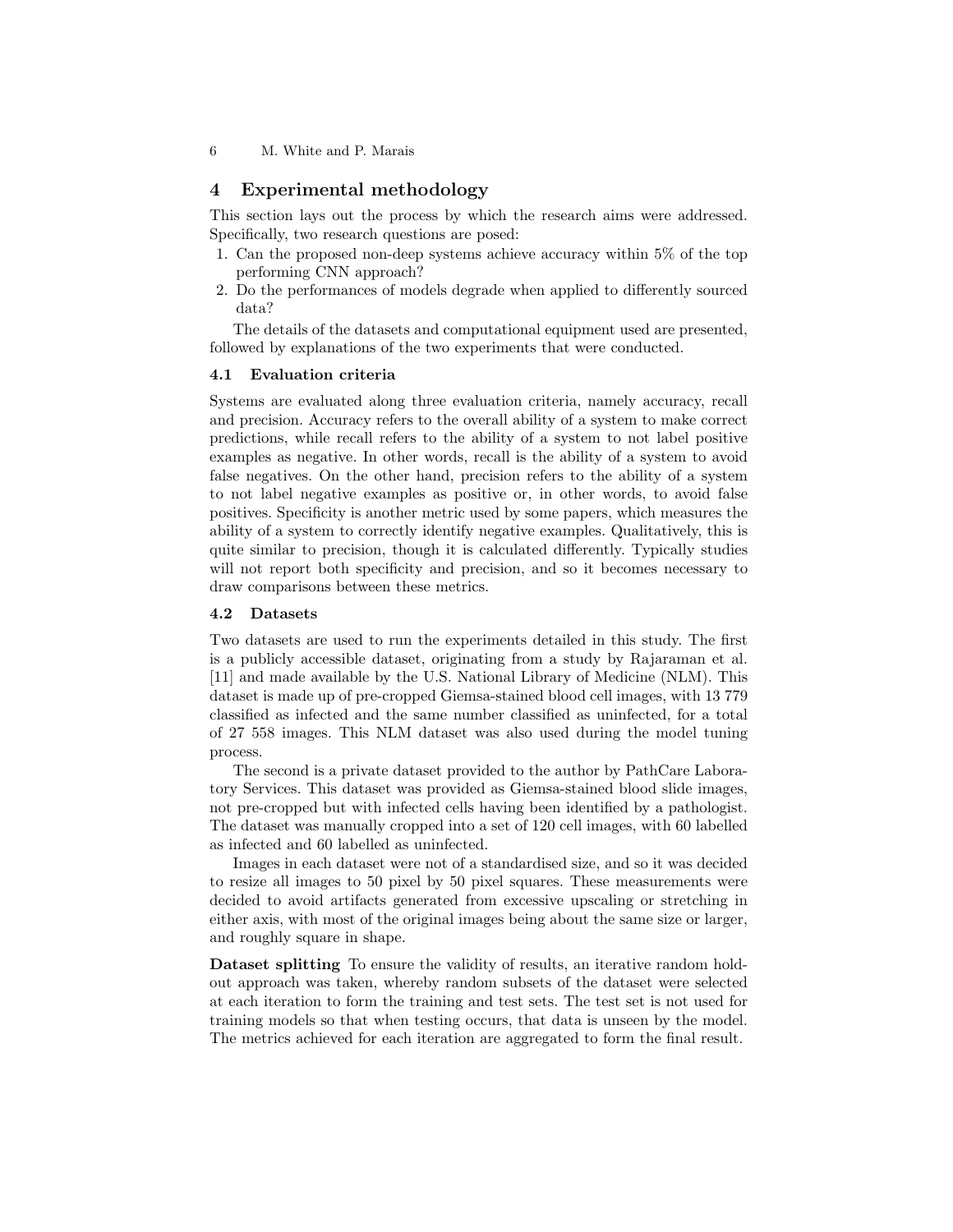## 4 Experimental methodology

This section lays out the process by which the research aims were addressed. Specifically, two research questions are posed:

1. Can the proposed non-deep systems achieve accuracy within 5% of the top performing CNN approach?
2. Do the performances of models degrade when applied to differently sourced data?

The details of the datasets and computational equipment used are presented, followed by explanations of the two experiments that were conducted.

### 4.1 Evaluation criteria

Systems are evaluated along three evaluation criteria, namely accuracy, recall and precision. Accuracy refers to the overall ability of a system to make correct predictions, while recall refers to the ability of a system to not label positive examples as negative. In other words, recall is the ability of a system to avoid false negatives. On the other hand, precision refers to the ability of a system to not label negative examples as positive or, in other words, to avoid false positives. Specificity is another metric used by some papers, which measures the ability of a system to correctly identify negative examples. Qualitatively, this is quite similar to precision, though it is calculated differently. Typically studies will not report both specificity and precision, and so it becomes necessary to draw comparisons between these metrics.

### 4.2 Datasets

Two datasets are used to run the experiments detailed in this study. The first is a publicly accessible dataset, originating from a study by Rajaraman et al. [11] and made available by the U.S. National Library of Medicine (NLM). This dataset is made up of pre-cropped Giemsa-stained blood cell images, with 13 779 classified as infected and the same number classified as uninfected, for a total of 27 558 images. This NLM dataset was also used during the model tuning process.

The second is a private dataset provided to the author by PathCare Laboratory Services. This dataset was provided as Giemsa-stained blood slide images, not pre-cropped but with infected cells having been identified by a pathologist. The dataset was manually cropped into a set of 120 cell images, with 60 labelled as infected and 60 labelled as uninfected.

Images in each dataset were not of a standardised size, and so it was decided to resize all images to 50 pixel by 50 pixel squares. These measurements were decided to avoid artifacts generated from excessive upscaling or stretching in either axis, with most of the original images being about the same size or larger, and roughly square in shape.

**Dataset splitting** To ensure the validity of results, an iterative random hold-out approach was taken, whereby random subsets of the dataset were selected at each iteration to form the training and test sets. The test set is not used for training models so that when testing occurs, that data is unseen by the model. The metrics achieved for each iteration are aggregated to form the final result.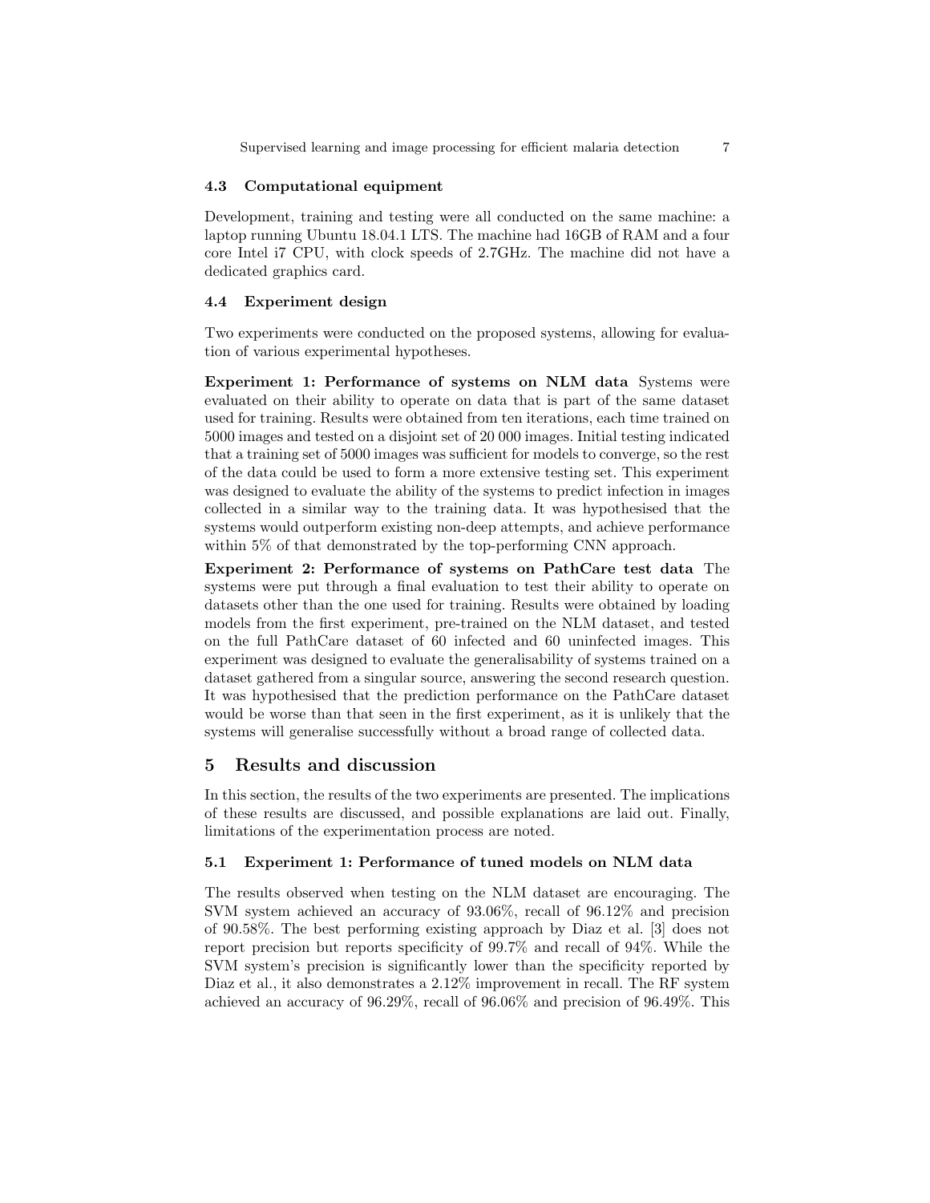### 4.3 Computational equipment

Development, training and testing were all conducted on the same machine: a laptop running Ubuntu 18.04.1 LTS. The machine had 16GB of RAM and a four core Intel i7 CPU, with clock speeds of 2.7GHz. The machine did not have a dedicated graphics card.

### 4.4 Experiment design

Two experiments were conducted on the proposed systems, allowing for evaluation of various experimental hypotheses.

**Experiment 1: Performance of systems on NLM data** Systems were evaluated on their ability to operate on data that is part of the same dataset used for training. Results were obtained from ten iterations, each time trained on 5000 images and tested on a disjoint set of 20 000 images. Initial testing indicated that a training set of 5000 images was sufficient for models to converge, so the rest of the data could be used to form a more extensive testing set. This experiment was designed to evaluate the ability of the systems to predict infection in images collected in a similar way to the training data. It was hypothesised that the systems would outperform existing non-deep attempts, and achieve performance within 5% of that demonstrated by the top-performing CNN approach.

**Experiment 2: Performance of systems on PathCare test data** The systems were put through a final evaluation to test their ability to operate on datasets other than the one used for training. Results were obtained by loading models from the first experiment, pre-trained on the NLM dataset, and tested on the full PathCare dataset of 60 infected and 60 uninfected images. This experiment was designed to evaluate the generalisability of systems trained on a dataset gathered from a singular source, answering the second research question. It was hypothesised that the prediction performance on the PathCare dataset would be worse than that seen in the first experiment, as it is unlikely that the systems will generalise successfully without a broad range of collected data.

## 5 Results and discussion

In this section, the results of the two experiments are presented. The implications of these results are discussed, and possible explanations are laid out. Finally, limitations of the experimentation process are noted.

### 5.1 Experiment 1: Performance of tuned models on NLM data

The results observed when testing on the NLM dataset are encouraging. The SVM system achieved an accuracy of 93.06%, recall of 96.12% and precision of 90.58%. The best performing existing approach by Diaz et al. [3] does not report precision but reports specificity of 99.7% and recall of 94%. While the SVM system's precision is significantly lower than the specificity reported by Diaz et al., it also demonstrates a 2.12% improvement in recall. The RF system achieved an accuracy of 96.29%, recall of 96.06% and precision of 96.49%. This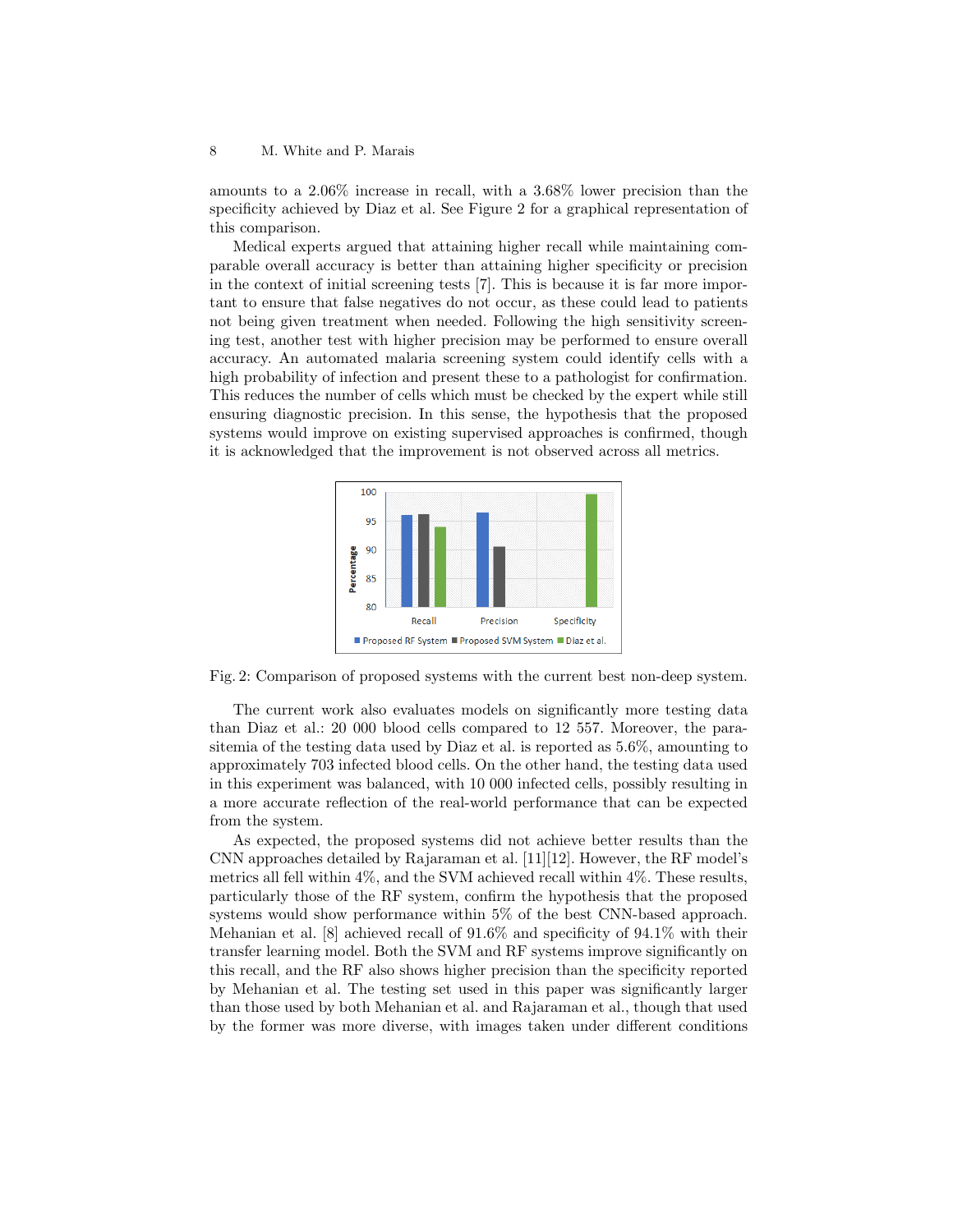amounts to a 2.06% increase in recall, with a 3.68% lower precision than the specificity achieved by Diaz et al. See Figure 2 for a graphical representation of this comparison.

Medical experts argued that attaining higher recall while maintaining comparable overall accuracy is better than attaining higher specificity or precision in the context of initial screening tests [7]. This is because it is far more important to ensure that false negatives do not occur, as these could lead to patients not being given treatment when needed. Following the high sensitivity screening test, another test with higher precision may be performed to ensure overall accuracy. An automated malaria screening system could identify cells with a high probability of infection and present these to a pathologist for confirmation. This reduces the number of cells which must be checked by the expert while still ensuring diagnostic precision. In this sense, the hypothesis that the proposed systems would improve on existing supervised approaches is confirmed, though it is acknowledged that the improvement is not observed across all metrics.

Fig. 2: Comparison of proposed systems with the current best non-deep system.

The current work also evaluates models on significantly more testing data than Diaz et al.: 20 000 blood cells compared to 12 557. Moreover, the parasitemia of the testing data used by Diaz et al. is reported as 5.6%, amounting to approximately 703 infected blood cells. On the other hand, the testing data used in this experiment was balanced, with 10 000 infected cells, possibly resulting in a more accurate reflection of the real-world performance that can be expected from the system.

As expected, the proposed systems did not achieve better results than the CNN approaches detailed by Rajaraman et al. [11][12]. However, the RF model's metrics all fell within 4%, and the SVM achieved recall within 4%. These results, particularly those of the RF system, confirm the hypothesis that the proposed systems would show performance within 5% of the best CNN-based approach. Mehanian et al. [8] achieved recall of 91.6% and specificity of 94.1% with their transfer learning model. Both the SVM and RF systems improve significantly on this recall, and the RF also shows higher precision than the specificity reported by Mehanian et al. The testing set used in this paper was significantly larger than those used by both Mehanian et al. and Rajaraman et al., though that used by the former was more diverse, with images taken under different conditions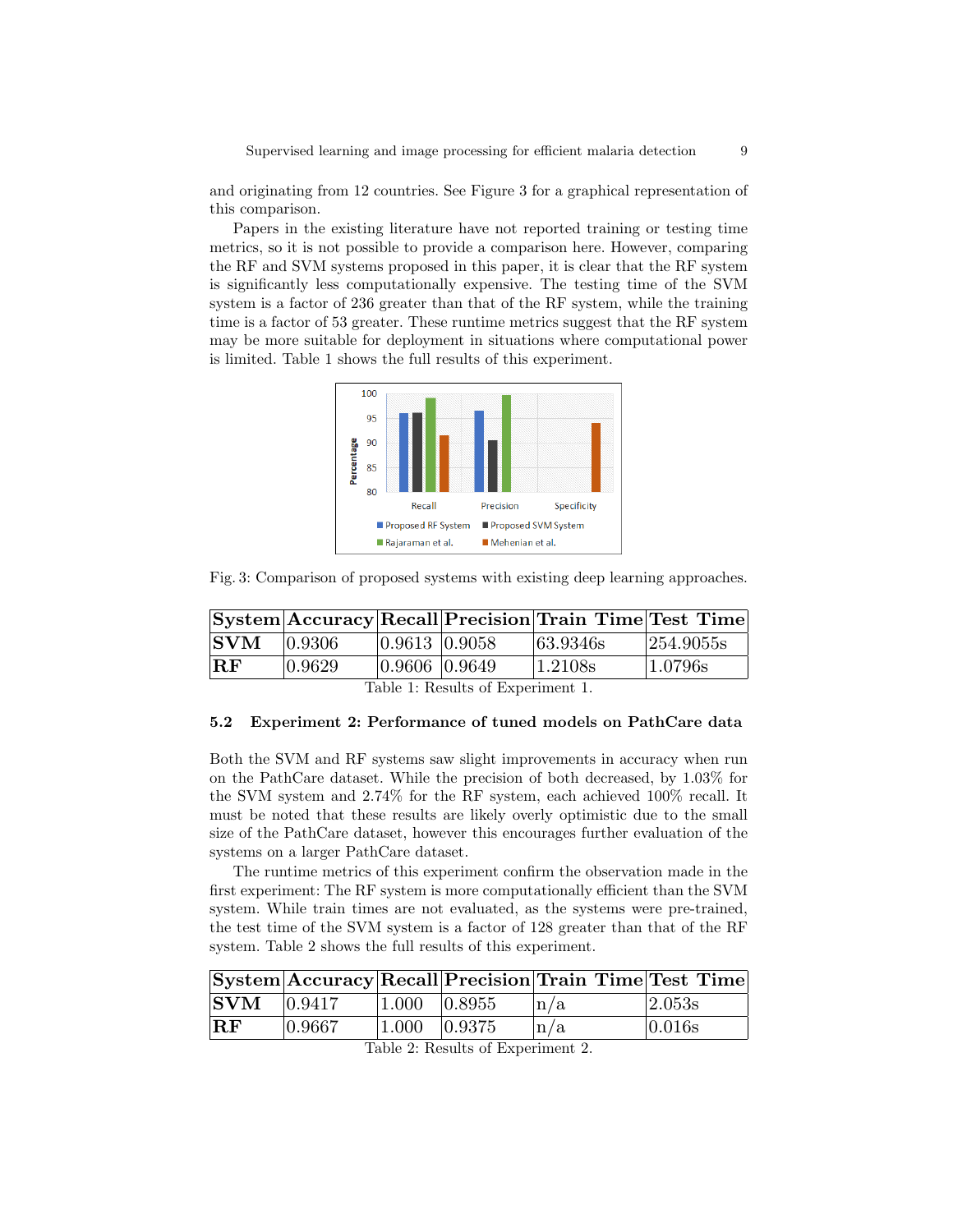and originating from 12 countries. See Figure 3 for a graphical representation of this comparison.

Papers in the existing literature have not reported training or testing time metrics, so it is not possible to provide a comparison here. However, comparing the RF and SVM systems proposed in this paper, it is clear that the RF system is significantly less computationally expensive. The testing time of the SVM system is a factor of 236 greater than that of the RF system, while the training time is a factor of 53 greater. These runtime metrics suggest that the RF system may be more suitable for deployment in situations where computational power is limited. Table 1 shows the full results of this experiment.

Fig. 3: Comparison of proposed systems with existing deep learning approaches.

| System | Accuracy | Recall | Precision | Train Time | Test Time |
|---|---|---|---|---|---|
| **SVM** | 0.9306 | 0.9613 | 0.9058 | 63.9346s | 254.9055s |
| **RF** | 0.9629 | 0.9606 | 0.9649 | 1.2108s | 1.0796s |

Table 1: Results of Experiment 1.

### 5.2 Experiment 2: Performance of tuned models on PathCare data

Both the SVM and RF systems saw slight improvements in accuracy when run on the PathCare dataset. While the precision of both decreased, by 1.03% for the SVM system and 2.74% for the RF system, each achieved 100% recall. It must be noted that these results are likely overly optimistic due to the small size of the PathCare dataset, however this encourages further evaluation of the systems on a larger PathCare dataset.

The runtime metrics of this experiment confirm the observation made in the first experiment: The RF system is more computationally efficient than the SVM system. While train times are not evaluated, as the systems were pre-trained, the test time of the SVM system is a factor of 128 greater than that of the RF system. Table 2 shows the full results of this experiment.

| System | Accuracy | Recall | Precision | Train Time | Test Time |
|---|---|---|---|---|---|
| **SVM** | 0.9417 | 1.000 | 0.8955 | n/a | 2.053s |
| **RF** | 0.9667 | 1.000 | 0.9375 | n/a | 0.016s |

Table 2: Results of Experiment 2.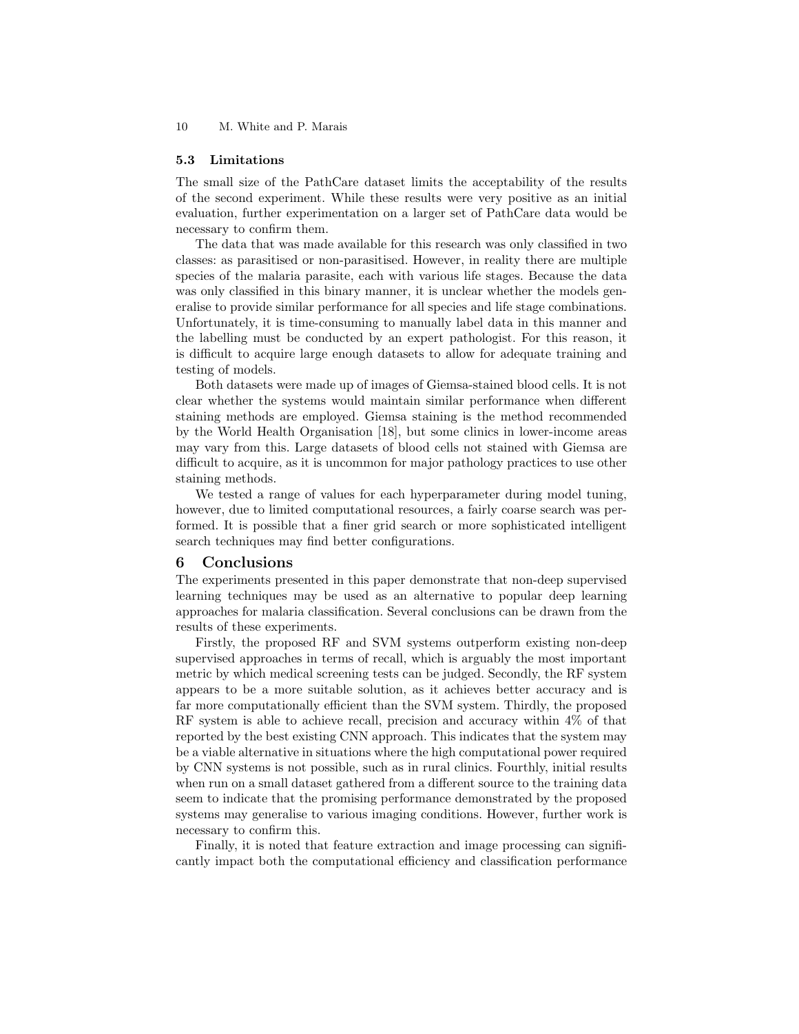### 5.3 Limitations

The small size of the PathCare dataset limits the acceptability of the results of the second experiment. While these results were very positive as an initial evaluation, further experimentation on a larger set of PathCare data would be necessary to confirm them.

The data that was made available for this research was only classified in two classes: as parasitised or non-parasitised. However, in reality there are multiple species of the malaria parasite, each with various life stages. Because the data was only classified in this binary manner, it is unclear whether the models generalise to provide similar performance for all species and life stage combinations. Unfortunately, it is time-consuming to manually label data in this manner and the labelling must be conducted by an expert pathologist. For this reason, it is difficult to acquire large enough datasets to allow for adequate training and testing of models.

Both datasets were made up of images of Giemsa-stained blood cells. It is not clear whether the systems would maintain similar performance when different staining methods are employed. Giemsa staining is the method recommended by the World Health Organisation [18], but some clinics in lower-income areas may vary from this. Large datasets of blood cells not stained with Giemsa are difficult to acquire, as it is uncommon for major pathology practices to use other staining methods.

We tested a range of values for each hyperparameter during model tuning, however, due to limited computational resources, a fairly coarse search was performed. It is possible that a finer grid search or more sophisticated intelligent search techniques may find better configurations.

## 6 Conclusions

The experiments presented in this paper demonstrate that non-deep supervised learning techniques may be used as an alternative to popular deep learning approaches for malaria classification. Several conclusions can be drawn from the results of these experiments.

Firstly, the proposed RF and SVM systems outperform existing non-deep supervised approaches in terms of recall, which is arguably the most important metric by which medical screening tests can be judged. Secondly, the RF system appears to be a more suitable solution, as it achieves better accuracy and is far more computationally efficient than the SVM system. Thirdly, the proposed RF system is able to achieve recall, precision and accuracy within 4% of that reported by the best existing CNN approach. This indicates that the system may be a viable alternative in situations where the high computational power required by CNN systems is not possible, such as in rural clinics. Fourthly, initial results when run on a small dataset gathered from a different source to the training data seem to indicate that the promising performance demonstrated by the proposed systems may generalise to various imaging conditions. However, further work is necessary to confirm this.

Finally, it is noted that feature extraction and image processing can significantly impact both the computational efficiency and classification performance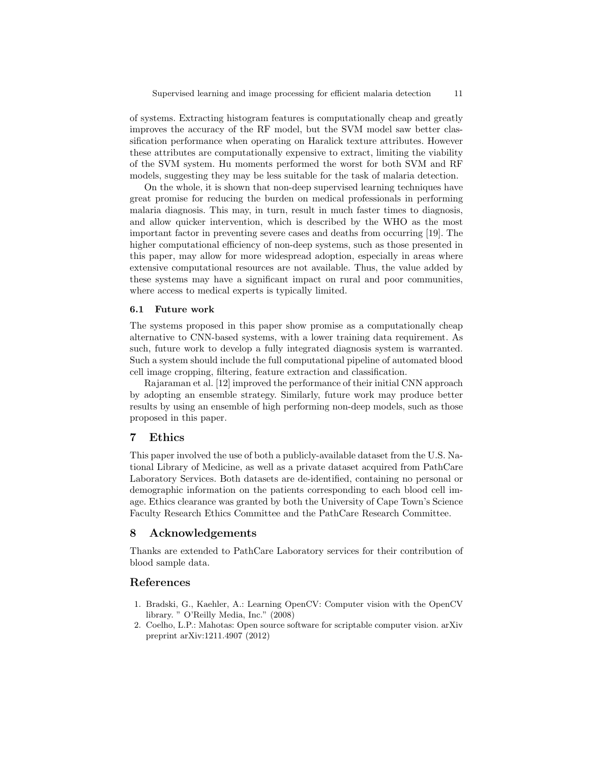of systems. Extracting histogram features is computationally cheap and greatly improves the accuracy of the RF model, but the SVM model saw better classification performance when operating on Haralick texture attributes. However these attributes are computationally expensive to extract, limiting the viability of the SVM system. Hu moments performed the worst for both SVM and RF models, suggesting they may be less suitable for the task of malaria detection.

On the whole, it is shown that non-deep supervised learning techniques have great promise for reducing the burden on medical professionals in performing malaria diagnosis. This may, in turn, result in much faster times to diagnosis, and allow quicker intervention, which is described by the WHO as the most important factor in preventing severe cases and deaths from occurring [19]. The higher computational efficiency of non-deep systems, such as those presented in this paper, may allow for more widespread adoption, especially in areas where extensive computational resources are not available. Thus, the value added by these systems may have a significant impact on rural and poor communities, where access to medical experts is typically limited.

### 6.1 Future work

The systems proposed in this paper show promise as a computationally cheap alternative to CNN-based systems, with a lower training data requirement. As such, future work to develop a fully integrated diagnosis system is warranted. Such a system should include the full computational pipeline of automated blood cell image cropping, filtering, feature extraction and classification.

Rajaraman et al. [12] improved the performance of their initial CNN approach by adopting an ensemble strategy. Similarly, future work may produce better results by using an ensemble of high performing non-deep models, such as those proposed in this paper.

## 7 Ethics

This paper involved the use of both a publicly-available dataset from the U.S. National Library of Medicine, as well as a private dataset acquired from PathCare Laboratory Services. Both datasets are de-identified, containing no personal or demographic information on the patients corresponding to each blood cell image. Ethics clearance was granted by both the University of Cape Town's Science Faculty Research Ethics Committee and the PathCare Research Committee.

## 8 Acknowledgements

Thanks are extended to PathCare Laboratory services for their contribution of blood sample data.

## References

1. Bradski, G., Kaehler, A.: Learning OpenCV: Computer vision with the OpenCV library. " O'Reilly Media, Inc." (2008)
2. Coelho, L.P.: Mahotas: Open source software for scriptable computer vision. arXiv preprint arXiv:1211.4907 (2012)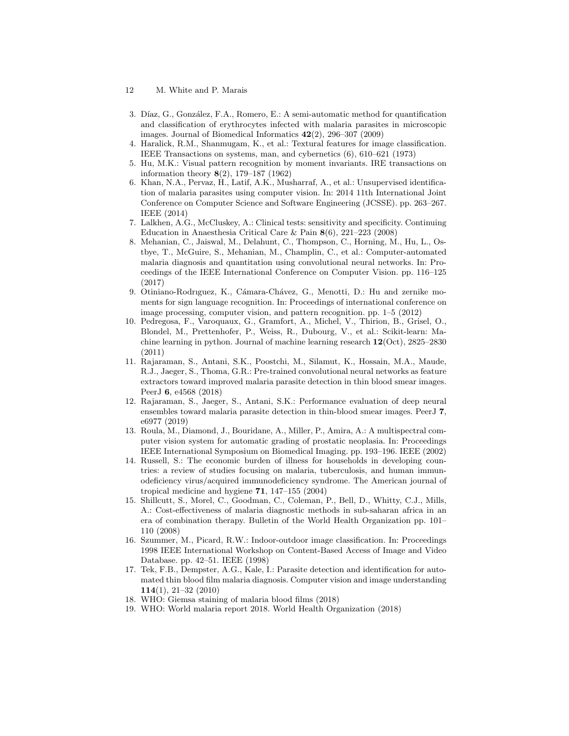3. Díaz, G., González, F.A., Romero, E.: A semi-automatic method for quantification and classification of erythrocytes infected with malaria parasites in microscopic images. Journal of Biomedical Informatics **42**(2), 296–307 (2009)
4. Haralick, R.M., Shanmugam, K., et al.: Textural features for image classification. IEEE Transactions on systems, man, and cybernetics (6), 610–621 (1973)
5. Hu, M.K.: Visual pattern recognition by moment invariants. IRE transactions on information theory **8**(2), 179–187 (1962)
6. Khan, N.A., Pervaz, H., Latif, A.K., Musharraf, A., et al.: Unsupervised identification of malaria parasites using computer vision. In: 2014 11th International Joint Conference on Computer Science and Software Engineering (JCSSE). pp. 263–267. IEEE (2014)
7. Lalkhen, A.G., McCluskey, A.: Clinical tests: sensitivity and specificity. Continuing Education in Anaesthesia Critical Care & Pain **8**(6), 221–223 (2008)
8. Mehanian, C., Jaiswal, M., Delahunt, C., Thompson, C., Horning, M., Hu, L., Ostbye, T., McGuire, S., Mehanian, M., Champlin, C., et al.: Computer-automated malaria diagnosis and quantitation using convolutional neural networks. In: Proceedings of the IEEE International Conference on Computer Vision. pp. 116–125 (2017)
9. Otiniano-Rodrıguez, K., Cámara-Chávez, G., Menotti, D.: Hu and zernike moments for sign language recognition. In: Proceedings of international conference on image processing, computer vision, and pattern recognition. pp. 1–5 (2012)
10. Pedregosa, F., Varoquaux, G., Gramfort, A., Michel, V., Thirion, B., Grisel, O., Blondel, M., Prettenhofer, P., Weiss, R., Dubourg, V., et al.: Scikit-learn: Machine learning in python. Journal of machine learning research **12**(Oct), 2825–2830 (2011)
11. Rajaraman, S., Antani, S.K., Poostchi, M., Silamut, K., Hossain, M.A., Maude, R.J., Jaeger, S., Thoma, G.R.: Pre-trained convolutional neural networks as feature extractors toward improved malaria parasite detection in thin blood smear images. PeerJ **6**, e4568 (2018)
12. Rajaraman, S., Jaeger, S., Antani, S.K.: Performance evaluation of deep neural ensembles toward malaria parasite detection in thin-blood smear images. PeerJ **7**, e6977 (2019)
13. Roula, M., Diamond, J., Bouridane, A., Miller, P., Amira, A.: A multispectral computer vision system for automatic grading of prostatic neoplasia. In: Proceedings IEEE International Symposium on Biomedical Imaging. pp. 193–196. IEEE (2002)
14. Russell, S.: The economic burden of illness for households in developing countries: a review of studies focusing on malaria, tuberculosis, and human immunodeficiency virus/acquired immunodeficiency syndrome. The American journal of tropical medicine and hygiene **71**, 147–155 (2004)
15. Shillcutt, S., Morel, C., Goodman, C., Coleman, P., Bell, D., Whitty, C.J., Mills, A.: Cost-effectiveness of malaria diagnostic methods in sub-saharan africa in an era of combination therapy. Bulletin of the World Health Organization pp. 101–110 (2008)
16. Szummer, M., Picard, R.W.: Indoor-outdoor image classification. In: Proceedings 1998 IEEE International Workshop on Content-Based Access of Image and Video Database. pp. 42–51. IEEE (1998)
17. Tek, F.B., Dempster, A.G., Kale, I.: Parasite detection and identification for automated thin blood film malaria diagnosis. Computer vision and image understanding **114**(1), 21–32 (2010)
18. WHO: Giemsa staining of malaria blood films (2018)
19. WHO: World malaria report 2018. World Health Organization (2018)